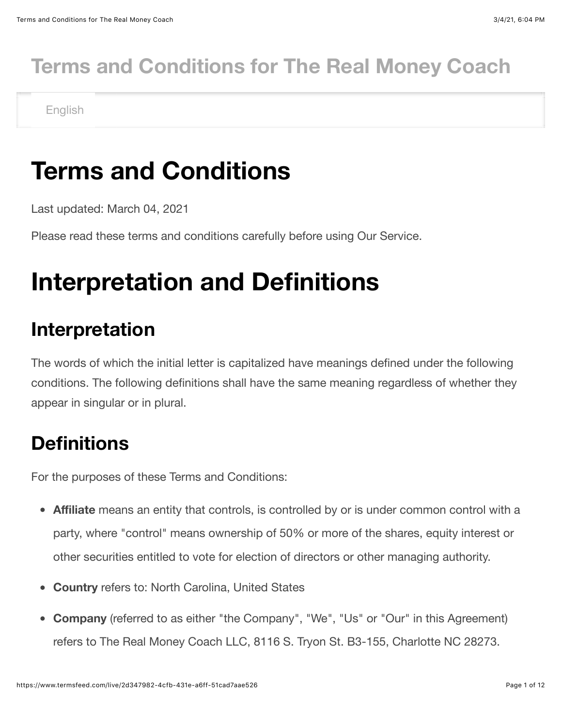# Terms and Conditions for The Real Money Coach

English

# Terms and Conditions

Last updated: March 04, 2021

Please read these terms and conditions carefully before using Our Service.

# Interpretation and Definitions

## Interpretation

The words of which the initial letter is capitalized have meanings defined under the following conditions. The following definitions shall have the same meaning regardless of whether they appear in singular or in plural.

## Definitions

For the purposes of these Terms and Conditions:

- **Affiliate** means an entity that controls, is controlled by or is under common control with a party, where "control" means ownership of 50% or more of the shares, equity interest or other securities entitled to vote for election of directors or other managing authority.
- **Country** refers to: North Carolina, United States
- **Company** (referred to as either "the Company", "We", "Us" or "Our" in this Agreement) refers to The Real Money Coach LLC, 8116 S. Tryon St. B3-155, Charlotte NC 28273.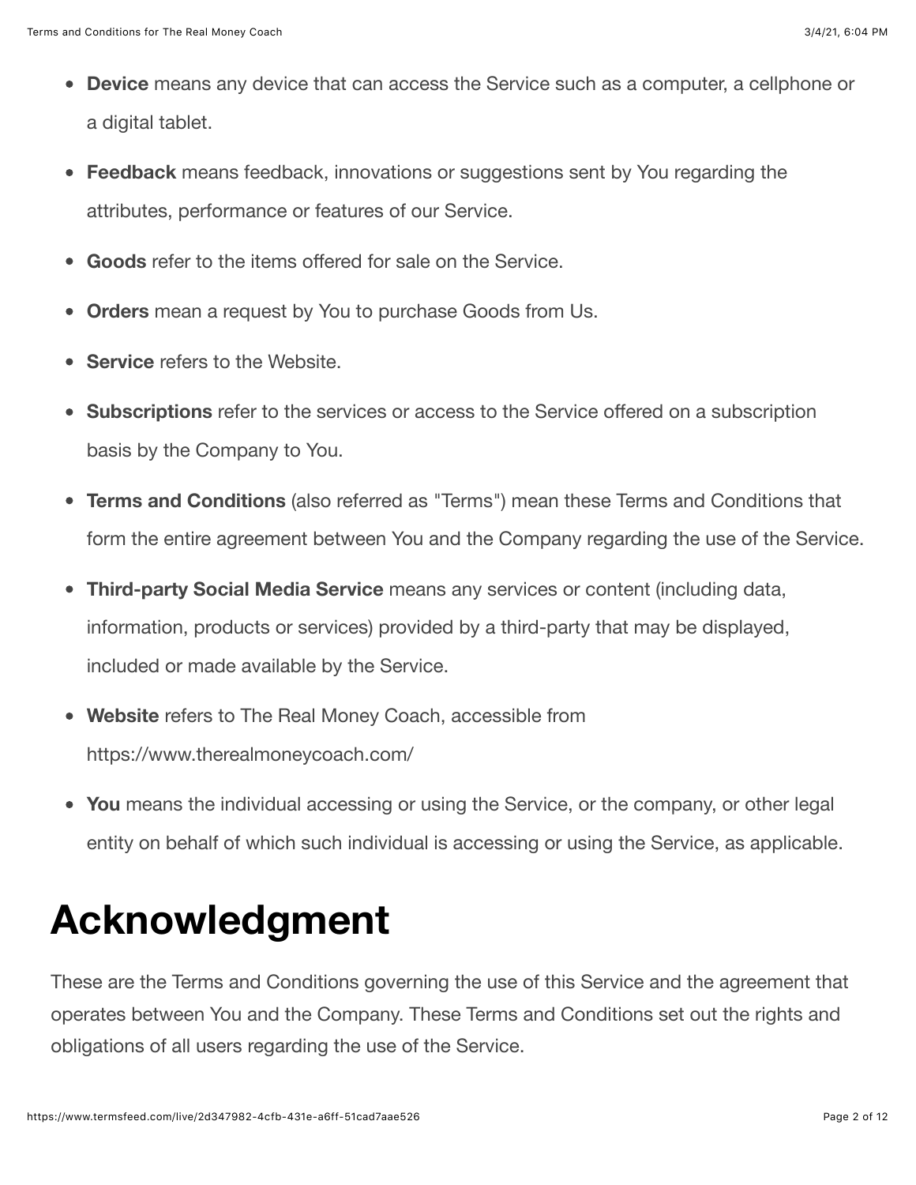- **Device** means any device that can access the Service such as a computer, a cellphone or a digital tablet.
- **Feedback** means feedback, innovations or suggestions sent by You regarding the attributes, performance or features of our Service.
- **Goods** refer to the items offered for sale on the Service.
- **Orders** mean a request by You to purchase Goods from Us.
- **Service** refers to the Website.
- **Subscriptions** refer to the services or access to the Service offered on a subscription basis by the Company to You.
- **Terms and Conditions** (also referred as "Terms") mean these Terms and Conditions that form the entire agreement between You and the Company regarding the use of the Service.
- **Third-party Social Media Service** means any services or content (including data, information, products or services) provided by a third-party that may be displayed, included or made available by the Service.
- **Website** refers to The Real Money Coach, accessible from https://www.therealmoneycoach.com/
- **You** means the individual accessing or using the Service, or the company, or other legal entity on behalf of which such individual is accessing or using the Service, as applicable.

# Acknowledgment

These are the Terms and Conditions governing the use of this Service and the agreement that operates between You and the Company. These Terms and Conditions set out the rights and obligations of all users regarding the use of the Service.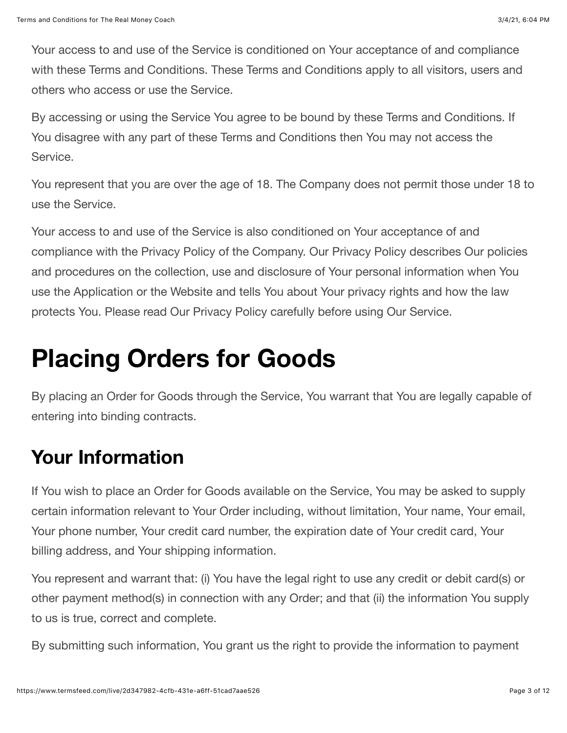Your access to and use of the Service is conditioned on Your acceptance of and compliance with these Terms and Conditions. These Terms and Conditions apply to all visitors, users and others who access or use the Service.

By accessing or using the Service You agree to be bound by these Terms and Conditions. If You disagree with any part of these Terms and Conditions then You may not access the Service.

You represent that you are over the age of 18. The Company does not permit those under 18 to use the Service.

Your access to and use of the Service is also conditioned on Your acceptance of and compliance with the Privacy Policy of the Company. Our Privacy Policy describes Our policies and procedures on the collection, use and disclosure of Your personal information when You use the Application or the Website and tells You about Your privacy rights and how the law protects You. Please read Our Privacy Policy carefully before using Our Service.

# Placing Orders for Goods

By placing an Order for Goods through the Service, You warrant that You are legally capable of entering into binding contracts.

## Your Information

If You wish to place an Order for Goods available on the Service, You may be asked to supply certain information relevant to Your Order including, without limitation, Your name, Your email, Your phone number, Your credit card number, the expiration date of Your credit card, Your billing address, and Your shipping information.

You represent and warrant that: (i) You have the legal right to use any credit or debit card(s) or other payment method(s) in connection with any Order; and that (ii) the information You supply to us is true, correct and complete.

By submitting such information, You grant us the right to provide the information to payment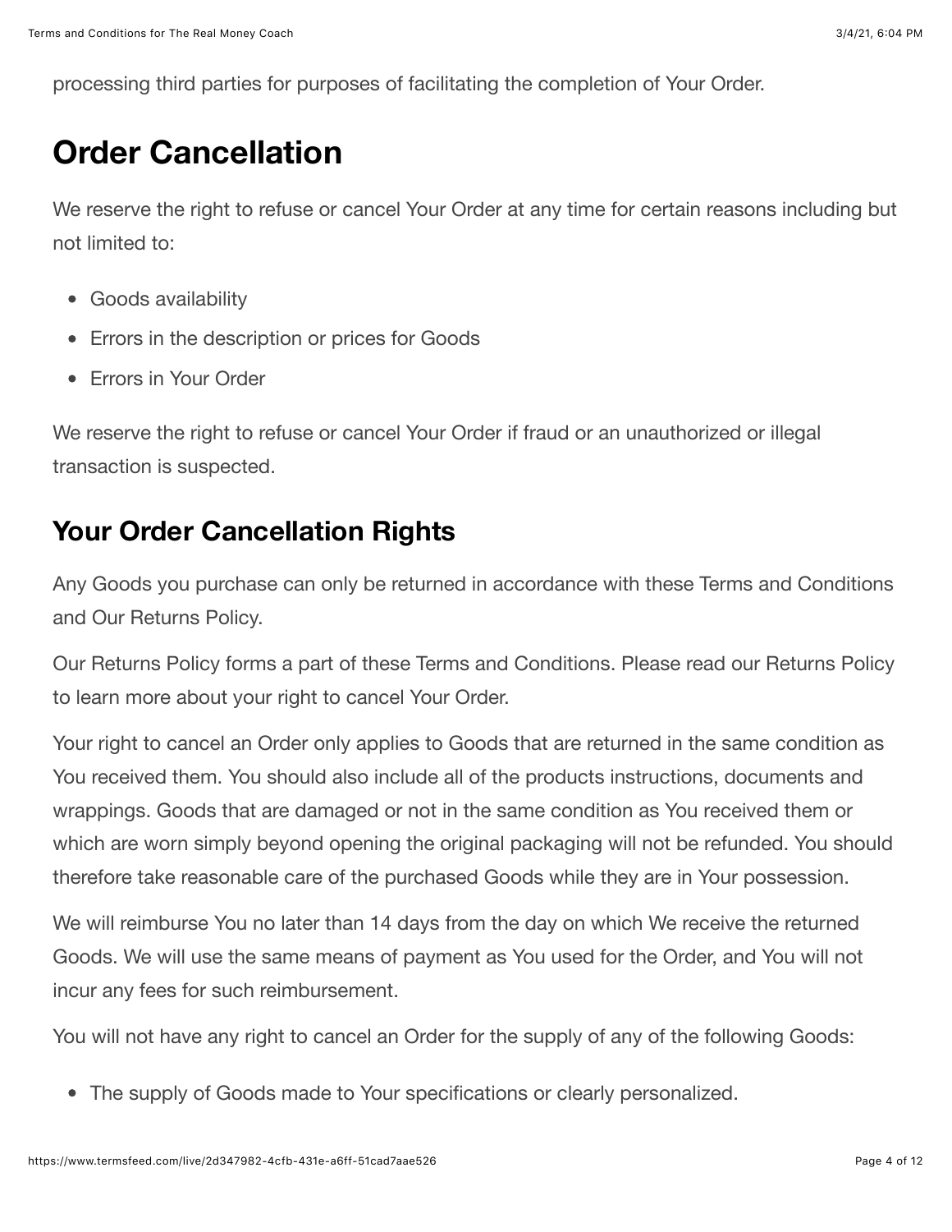processing third parties for purposes of facilitating the completion of Your Order.

## Order Cancellation

We reserve the right to refuse or cancel Your Order at any time for certain reasons including but not limited to:

- Goods availability
- Errors in the description or prices for Goods
- Errors in Your Order

We reserve the right to refuse or cancel Your Order if fraud or an unauthorized or illegal transaction is suspected.

### Your Order Cancellation Rights

Any Goods you purchase can only be returned in accordance with these Terms and Conditions and Our Returns Policy.

Our Returns Policy forms a part of these Terms and Conditions. Please read our Returns Policy to learn more about your right to cancel Your Order.

Your right to cancel an Order only applies to Goods that are returned in the same condition as You received them. You should also include all of the products instructions, documents and wrappings. Goods that are damaged or not in the same condition as You received them or which are worn simply beyond opening the original packaging will not be refunded. You should therefore take reasonable care of the purchased Goods while they are in Your possession.

We will reimburse You no later than 14 days from the day on which We receive the returned Goods. We will use the same means of payment as You used for the Order, and You will not incur any fees for such reimbursement.

You will not have any right to cancel an Order for the supply of any of the following Goods:

- The supply of Goods made to Your specifications or clearly personalized.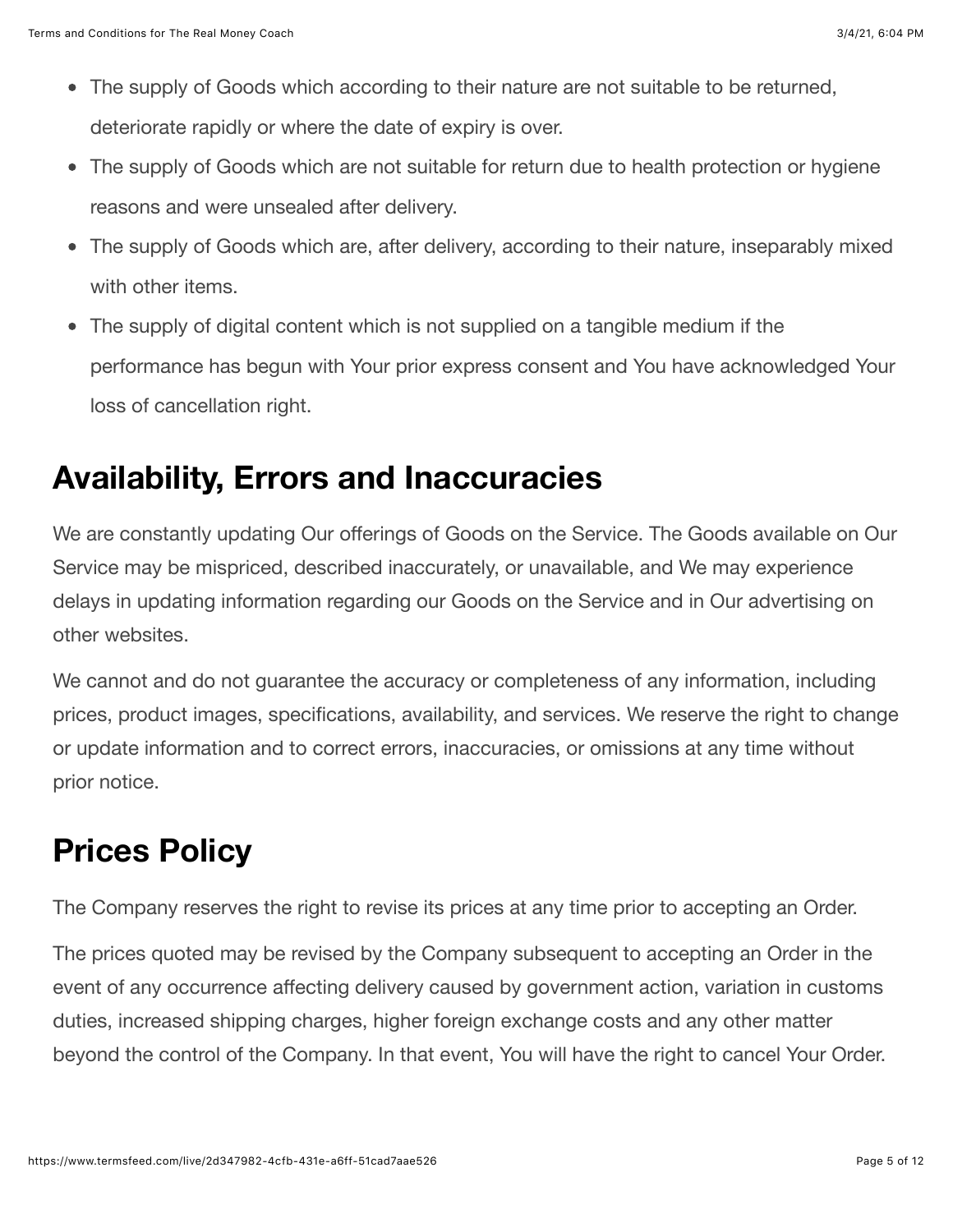- The supply of Goods which according to their nature are not suitable to be returned, deteriorate rapidly or where the date of expiry is over.
- The supply of Goods which are not suitable for return due to health protection or hygiene reasons and were unsealed after delivery.
- The supply of Goods which are, after delivery, according to their nature, inseparably mixed with other items.
- The supply of digital content which is not supplied on a tangible medium if the performance has begun with Your prior express consent and You have acknowledged Your loss of cancellation right.

## Availability, Errors and Inaccuracies

We are constantly updating Our offerings of Goods on the Service. The Goods available on Our Service may be mispriced, described inaccurately, or unavailable, and We may experience delays in updating information regarding our Goods on the Service and in Our advertising on other websites.

We cannot and do not guarantee the accuracy or completeness of any information, including prices, product images, specifications, availability, and services. We reserve the right to change or update information and to correct errors, inaccuracies, or omissions at any time without prior notice.

## Prices Policy

The Company reserves the right to revise its prices at any time prior to accepting an Order.

The prices quoted may be revised by the Company subsequent to accepting an Order in the event of any occurrence affecting delivery caused by government action, variation in customs duties, increased shipping charges, higher foreign exchange costs and any other matter beyond the control of the Company. In that event, You will have the right to cancel Your Order.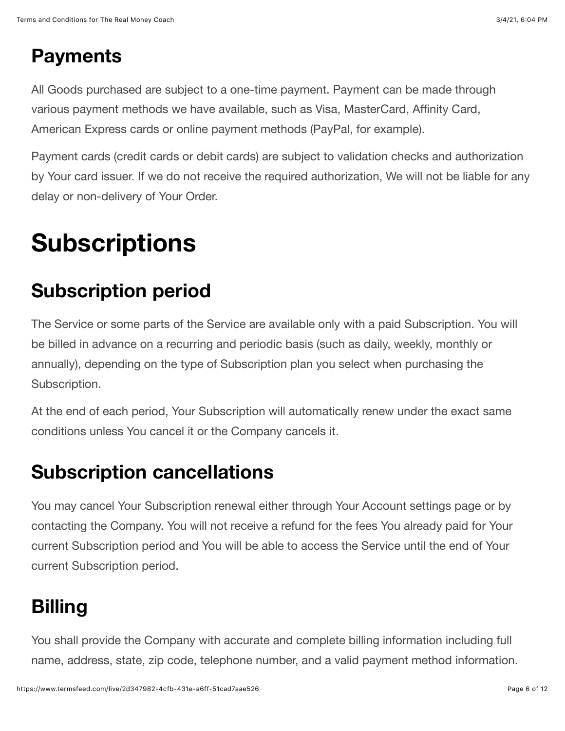## Payments

All Goods purchased are subject to a one-time payment. Payment can be made through various payment methods we have available, such as Visa, MasterCard, Affinity Card, American Express cards or online payment methods (PayPal, for example).

Payment cards (credit cards or debit cards) are subject to validation checks and authorization by Your card issuer. If we do not receive the required authorization, We will not be liable for any delay or non-delivery of Your Order.

# Subscriptions

## Subscription period

The Service or some parts of the Service are available only with a paid Subscription. You will be billed in advance on a recurring and periodic basis (such as daily, weekly, monthly or annually), depending on the type of Subscription plan you select when purchasing the Subscription.

At the end of each period, Your Subscription will automatically renew under the exact same conditions unless You cancel it or the Company cancels it.

## Subscription cancellations

You may cancel Your Subscription renewal either through Your Account settings page or by contacting the Company. You will not receive a refund for the fees You already paid for Your current Subscription period and You will be able to access the Service until the end of Your current Subscription period.

## Billing

You shall provide the Company with accurate and complete billing information including full name, address, state, zip code, telephone number, and a valid payment method information.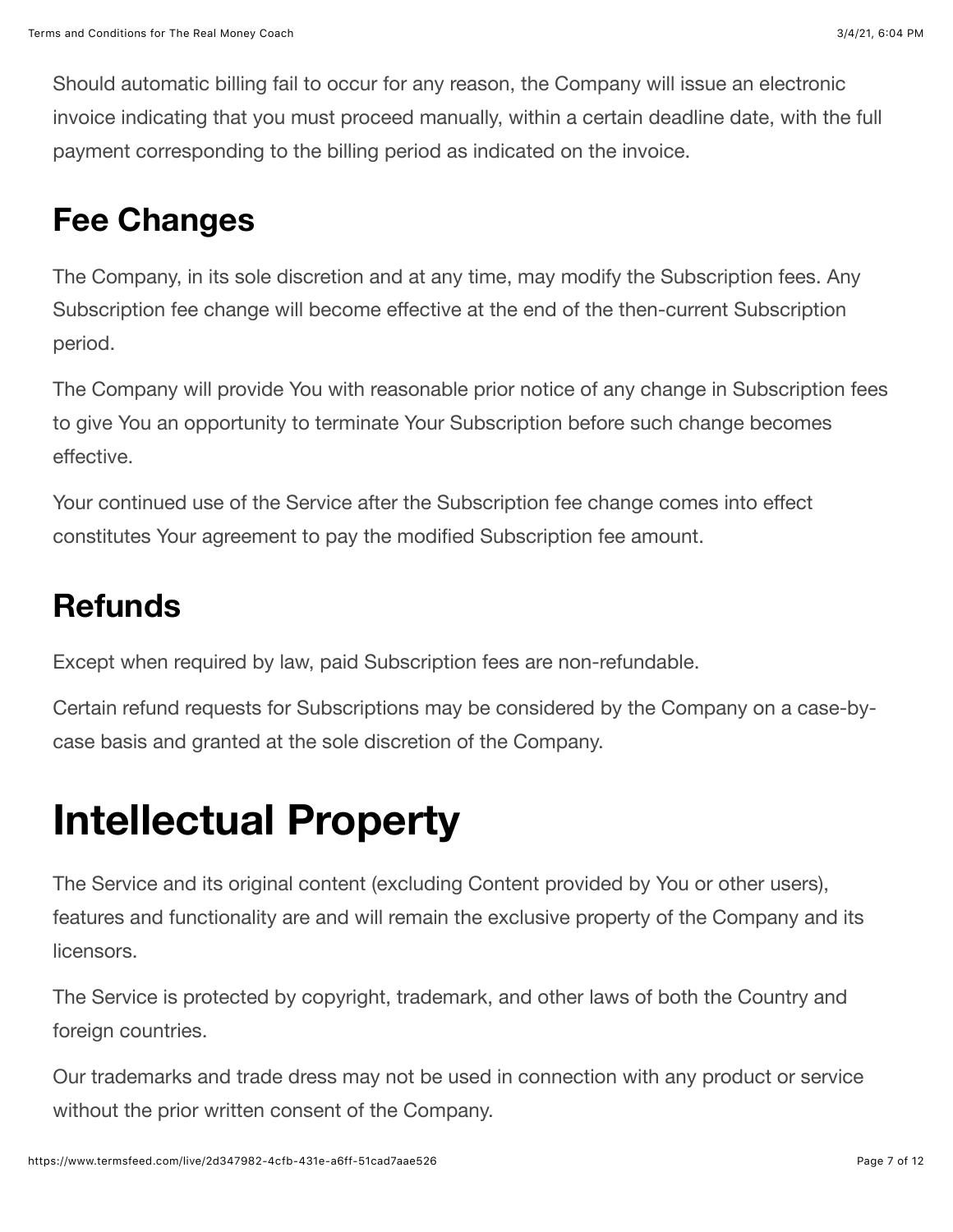Should automatic billing fail to occur for any reason, the Company will issue an electronic invoice indicating that you must proceed manually, within a certain deadline date, with the full payment corresponding to the billing period as indicated on the invoice.

## Fee Changes

The Company, in its sole discretion and at any time, may modify the Subscription fees. Any Subscription fee change will become effective at the end of the then-current Subscription period.

The Company will provide You with reasonable prior notice of any change in Subscription fees to give You an opportunity to terminate Your Subscription before such change becomes effective.

Your continued use of the Service after the Subscription fee change comes into effect constitutes Your agreement to pay the modified Subscription fee amount.

## Refunds

Except when required by law, paid Subscription fees are non-refundable.

Certain refund requests for Subscriptions may be considered by the Company on a case-by-case basis and granted at the sole discretion of the Company.

# Intellectual Property

The Service and its original content (excluding Content provided by You or other users), features and functionality are and will remain the exclusive property of the Company and its licensors.

The Service is protected by copyright, trademark, and other laws of both the Country and foreign countries.

Our trademarks and trade dress may not be used in connection with any product or service without the prior written consent of the Company.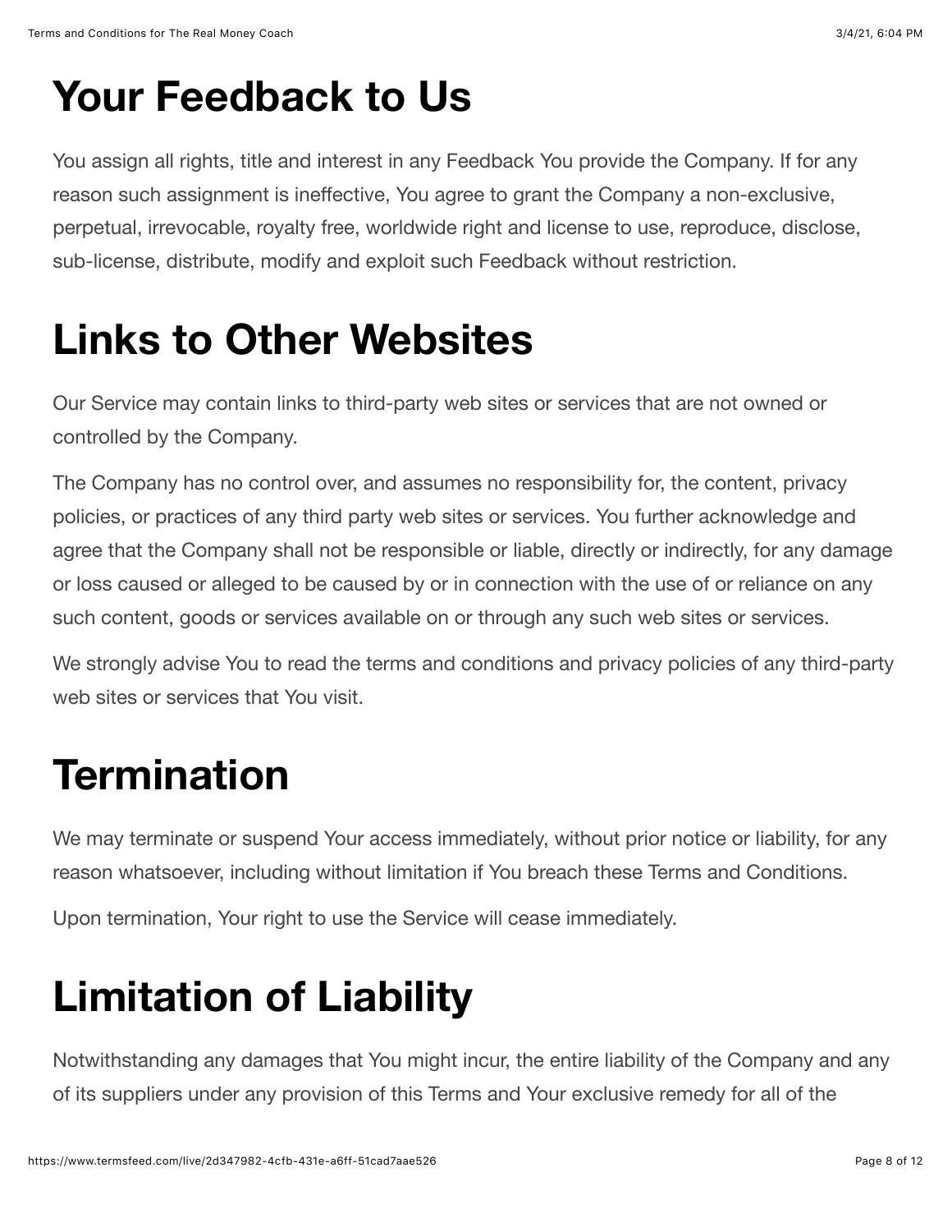# Your Feedback to Us

You assign all rights, title and interest in any Feedback You provide the Company. If for any reason such assignment is ineffective, You agree to grant the Company a non-exclusive, perpetual, irrevocable, royalty free, worldwide right and license to use, reproduce, disclose, sub-license, distribute, modify and exploit such Feedback without restriction.

# Links to Other Websites

Our Service may contain links to third-party web sites or services that are not owned or controlled by the Company.

The Company has no control over, and assumes no responsibility for, the content, privacy policies, or practices of any third party web sites or services. You further acknowledge and agree that the Company shall not be responsible or liable, directly or indirectly, for any damage or loss caused or alleged to be caused by or in connection with the use of or reliance on any such content, goods or services available on or through any such web sites or services.

We strongly advise You to read the terms and conditions and privacy policies of any third-party web sites or services that You visit.

# Termination

We may terminate or suspend Your access immediately, without prior notice or liability, for any reason whatsoever, including without limitation if You breach these Terms and Conditions.

Upon termination, Your right to use the Service will cease immediately.

# Limitation of Liability

Notwithstanding any damages that You might incur, the entire liability of the Company and any of its suppliers under any provision of this Terms and Your exclusive remedy for all of the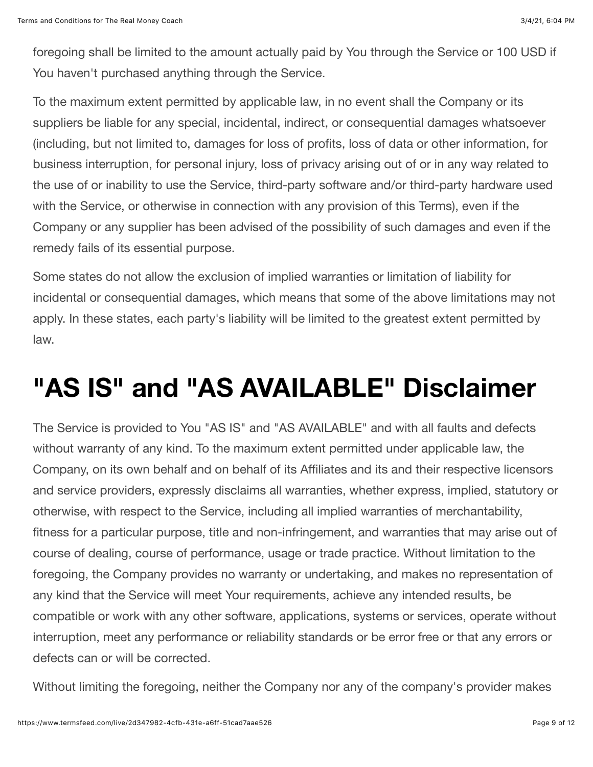foregoing shall be limited to the amount actually paid by You through the Service or 100 USD if You haven't purchased anything through the Service.

To the maximum extent permitted by applicable law, in no event shall the Company or its suppliers be liable for any special, incidental, indirect, or consequential damages whatsoever (including, but not limited to, damages for loss of profits, loss of data or other information, for business interruption, for personal injury, loss of privacy arising out of or in any way related to the use of or inability to use the Service, third-party software and/or third-party hardware used with the Service, or otherwise in connection with any provision of this Terms), even if the Company or any supplier has been advised of the possibility of such damages and even if the remedy fails of its essential purpose.

Some states do not allow the exclusion of implied warranties or limitation of liability for incidental or consequential damages, which means that some of the above limitations may not apply. In these states, each party's liability will be limited to the greatest extent permitted by law.

# "AS IS" and "AS AVAILABLE" Disclaimer

The Service is provided to You "AS IS" and "AS AVAILABLE" and with all faults and defects without warranty of any kind. To the maximum extent permitted under applicable law, the Company, on its own behalf and on behalf of its Affiliates and its and their respective licensors and service providers, expressly disclaims all warranties, whether express, implied, statutory or otherwise, with respect to the Service, including all implied warranties of merchantability, fitness for a particular purpose, title and non-infringement, and warranties that may arise out of course of dealing, course of performance, usage or trade practice. Without limitation to the foregoing, the Company provides no warranty or undertaking, and makes no representation of any kind that the Service will meet Your requirements, achieve any intended results, be compatible or work with any other software, applications, systems or services, operate without interruption, meet any performance or reliability standards or be error free or that any errors or defects can or will be corrected.

Without limiting the foregoing, neither the Company nor any of the company's provider makes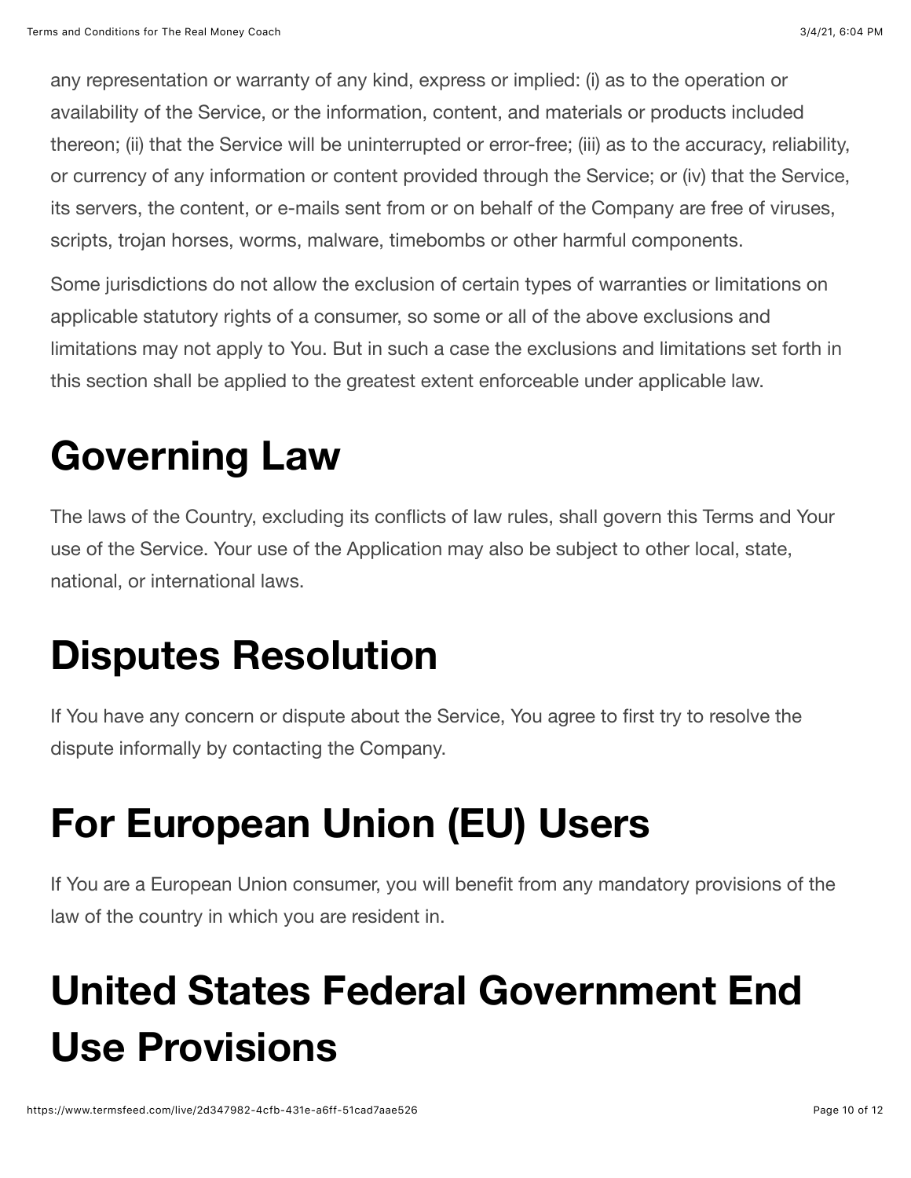any representation or warranty of any kind, express or implied: (i) as to the operation or availability of the Service, or the information, content, and materials or products included thereon; (ii) that the Service will be uninterrupted or error-free; (iii) as to the accuracy, reliability, or currency of any information or content provided through the Service; or (iv) that the Service, its servers, the content, or e-mails sent from or on behalf of the Company are free of viruses, scripts, trojan horses, worms, malware, timebombs or other harmful components.

Some jurisdictions do not allow the exclusion of certain types of warranties or limitations on applicable statutory rights of a consumer, so some or all of the above exclusions and limitations may not apply to You. But in such a case the exclusions and limitations set forth in this section shall be applied to the greatest extent enforceable under applicable law.

# Governing Law

The laws of the Country, excluding its conflicts of law rules, shall govern this Terms and Your use of the Service. Your use of the Application may also be subject to other local, state, national, or international laws.

# Disputes Resolution

If You have any concern or dispute about the Service, You agree to first try to resolve the dispute informally by contacting the Company.

# For European Union (EU) Users

If You are a European Union consumer, you will benefit from any mandatory provisions of the law of the country in which you are resident in.

# United States Federal Government End Use Provisions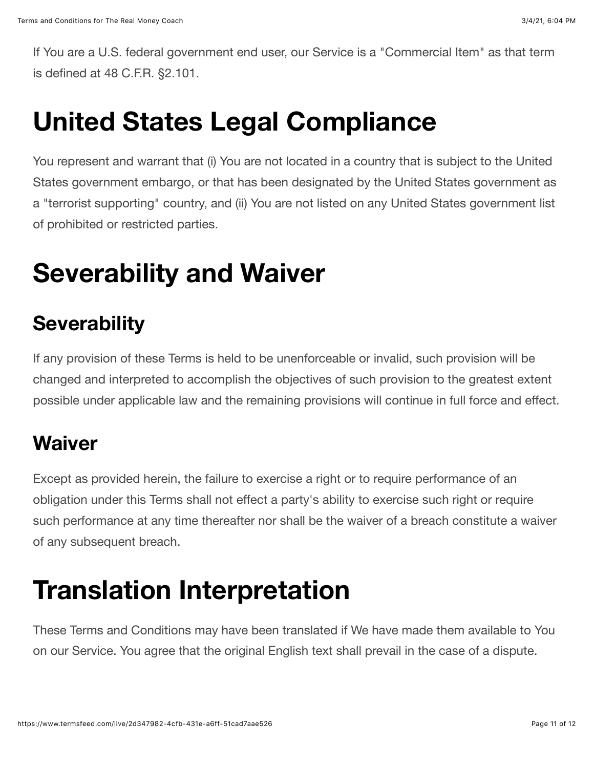If You are a U.S. federal government end user, our Service is a "Commercial Item" as that term is defined at 48 C.F.R. §2.101.

# United States Legal Compliance

You represent and warrant that (i) You are not located in a country that is subject to the United States government embargo, or that has been designated by the United States government as a "terrorist supporting" country, and (ii) You are not listed on any United States government list of prohibited or restricted parties.

# Severability and Waiver

## Severability

If any provision of these Terms is held to be unenforceable or invalid, such provision will be changed and interpreted to accomplish the objectives of such provision to the greatest extent possible under applicable law and the remaining provisions will continue in full force and effect.

## Waiver

Except as provided herein, the failure to exercise a right or to require performance of an obligation under this Terms shall not effect a party's ability to exercise such right or require such performance at any time thereafter nor shall be the waiver of a breach constitute a waiver of any subsequent breach.

# Translation Interpretation

These Terms and Conditions may have been translated if We have made them available to You on our Service. You agree that the original English text shall prevail in the case of a dispute.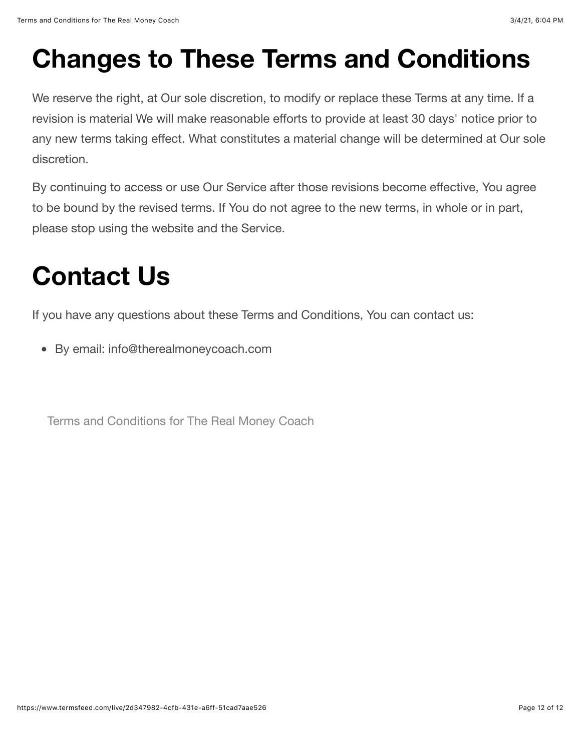# Changes to These Terms and Conditions

We reserve the right, at Our sole discretion, to modify or replace these Terms at any time. If a revision is material We will make reasonable efforts to provide at least 30 days' notice prior to any new terms taking effect. What constitutes a material change will be determined at Our sole discretion.

By continuing to access or use Our Service after those revisions become effective, You agree to be bound by the revised terms. If You do not agree to the new terms, in whole or in part, please stop using the website and the Service.

# Contact Us

If you have any questions about these Terms and Conditions, You can contact us:

- By email: info@therealmoneycoach.com

Terms and Conditions for The Real Money Coach